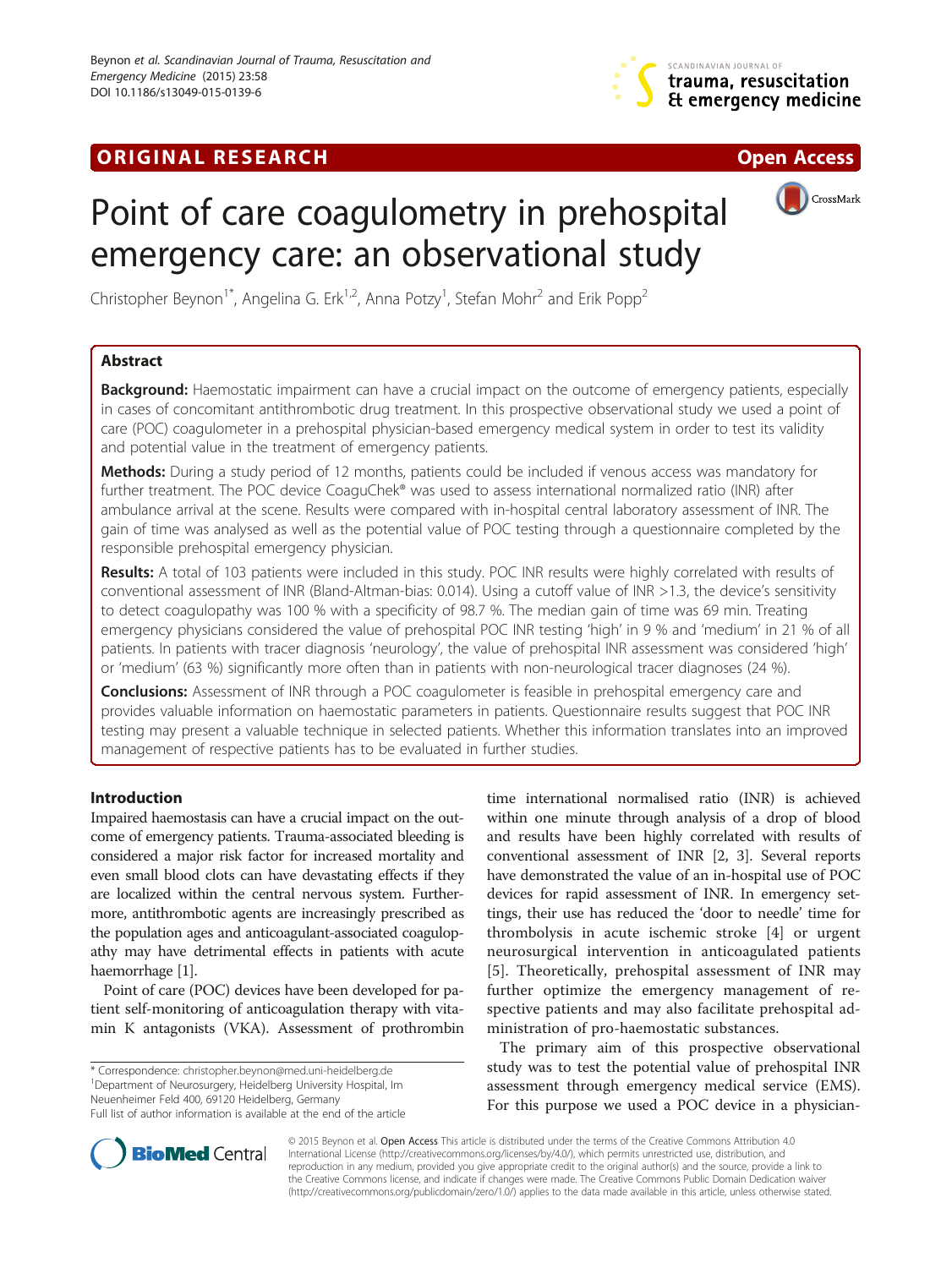ORIGINAL RESEARCH **Open Access**

# Point of care coagulometry in prehospital emergency care: an observational study

Christopher Beynon[1*], Angelina G. Erk[1,2], Anna Potzy[1], Stefan Mohr[2] and Erik Popp[2]

## Abstract

**Background:** Haemostatic impairment can have a crucial impact on the outcome of emergency patients, especially in cases of concomitant antithrombotic drug treatment. In this prospective observational study we used a point of care (POC) coagulometer in a prehospital physician-based emergency medical system in order to test its validity and potential value in the treatment of emergency patients.

**Methods:** During a study period of 12 months, patients could be included if venous access was mandatory for further treatment. The POC device CoaguChek® was used to assess international normalized ratio (INR) after ambulance arrival at the scene. Results were compared with in-hospital central laboratory assessment of INR. The gain of time was analysed as well as the potential value of POC testing through a questionnaire completed by the responsible prehospital emergency physician.

**Results:** A total of 103 patients were included in this study. POC INR results were highly correlated with results of conventional assessment of INR (Bland-Altman-bias: 0.014). Using a cutoff value of INR >1.3, the device's sensitivity to detect coagulopathy was 100 % with a specificity of 98.7 %. The median gain of time was 69 min. Treating emergency physicians considered the value of prehospital POC INR testing 'high' in 9 % and 'medium' in 21 % of all patients. In patients with tracer diagnosis 'neurology', the value of prehospital INR assessment was considered 'high' or 'medium' (63 %) significantly more often than in patients with non-neurological tracer diagnoses (24 %).

**Conclusions:** Assessment of INR through a POC coagulometer is feasible in prehospital emergency care and provides valuable information on haemostatic parameters in patients. Questionnaire results suggest that POC INR testing may present a valuable technique in selected patients. Whether this information translates into an improved management of respective patients has to be evaluated in further studies.

## Introduction

Impaired haemostasis can have a crucial impact on the outcome of emergency patients. Trauma-associated bleeding is considered a major risk factor for increased mortality and even small blood clots can have devastating effects if they are localized within the central nervous system. Furthermore, antithrombotic agents are increasingly prescribed as the population ages and anticoagulant-associated coagulopathy may have detrimental effects in patients with acute haemorrhage [1].

Point of care (POC) devices have been developed for patient self-monitoring of anticoagulation therapy with vitamin K antagonists (VKA). Assessment of prothrombin time international normalised ratio (INR) is achieved within one minute through analysis of a drop of blood and results have been highly correlated with results of conventional assessment of INR [2, 3]. Several reports have demonstrated the value of an in-hospital use of POC devices for rapid assessment of INR. In emergency settings, their use has reduced the 'door to needle' time for thrombolysis in acute ischemic stroke [4] or urgent neurosurgical intervention in anticoagulated patients [5]. Theoretically, prehospital assessment of INR may further optimize the emergency management of respective patients and may also facilitate prehospital administration of pro-haemostatic substances.

The primary aim of this prospective observational study was to test the potential value of prehospital INR assessment through emergency medical service (EMS). For this purpose we used a POC device in a physician-

\* Correspondence: christopher.beynon@med.uni-heidelberg.de
[1]Department of Neurosurgery, Heidelberg University Hospital, Im Neuenheimer Feld 400, 69120 Heidelberg, Germany
Full list of author information is available at the end of the article

© 2015 Beynon et al. Open Access This article is distributed under the terms of the Creative Commons Attribution 4.0 International License (http://creativecommons.org/licenses/by/4.0/), which permits unrestricted use, distribution, and reproduction in any medium, provided you give appropriate credit to the original author(s) and the source, provide a link to the Creative Commons license, and indicate if changes were made. The Creative Commons Public Domain Dedication waiver (http://creativecommons.org/publicdomain/zero/1.0/) applies to the data made available in this article, unless otherwise stated.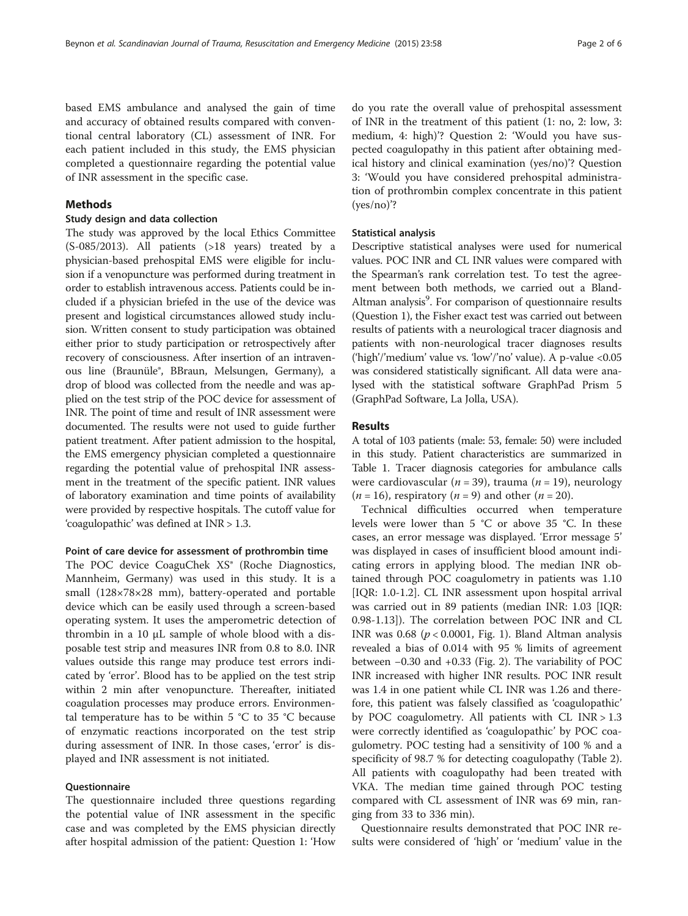based EMS ambulance and analysed the gain of time and accuracy of obtained results compared with conventional central laboratory (CL) assessment of INR. For each patient included in this study, the EMS physician completed a questionnaire regarding the potential value of INR assessment in the specific case.

## Methods

### Study design and data collection

The study was approved by the local Ethics Committee (S-085/2013). All patients (>18 years) treated by a physician-based prehospital EMS were eligible for inclusion if a venopuncture was performed during treatment in order to establish intravenous access. Patients could be included if a physician briefed in the use of the device was present and logistical circumstances allowed study inclusion. Written consent to study participation was obtained either prior to study participation or retrospectively after recovery of consciousness. After insertion of an intravenous line (Braunüle®, BBraun, Melsungen, Germany), a drop of blood was collected from the needle and was applied on the test strip of the POC device for assessment of INR. The point of time and result of INR assessment were documented. The results were not used to guide further patient treatment. After patient admission to the hospital, the EMS emergency physician completed a questionnaire regarding the potential value of prehospital INR assessment in the treatment of the specific patient. INR values of laboratory examination and time points of availability were provided by respective hospitals. The cutoff value for 'coagulopathic' was defined at INR > 1.3.

### Point of care device for assessment of prothrombin time

The POC device CoaguChek XS® (Roche Diagnostics, Mannheim, Germany) was used in this study. It is a small (128×78×28 mm), battery-operated and portable device which can be easily used through a screen-based operating system. It uses the amperometric detection of thrombin in a 10 μL sample of whole blood with a disposable test strip and measures INR from 0.8 to 8.0. INR values outside this range may produce test errors indicated by 'error'. Blood has to be applied on the test strip within 2 min after venopuncture. Thereafter, initiated coagulation processes may produce errors. Environmental temperature has to be within 5 °C to 35 °C because of enzymatic reactions incorporated on the test strip during assessment of INR. In those cases, 'error' is displayed and INR assessment is not initiated.

### Questionnaire

The questionnaire included three questions regarding the potential value of INR assessment in the specific case and was completed by the EMS physician directly after hospital admission of the patient: Question 1: 'How do you rate the overall value of prehospital assessment of INR in the treatment of this patient (1: no, 2: low, 3: medium, 4: high)'? Question 2: 'Would you have suspected coagulopathy in this patient after obtaining medical history and clinical examination (yes/no)'? Question 3: 'Would you have considered prehospital administration of prothrombin complex concentrate in this patient (yes/no)'?

### Statistical analysis

Descriptive statistical analyses were used for numerical values. POC INR and CL INR values were compared with the Spearman's rank correlation test. To test the agreement between both methods, we carried out a Bland-Altman analysis[9]. For comparison of questionnaire results (Question 1), the Fisher exact test was carried out between results of patients with a neurological tracer diagnosis and patients with non-neurological tracer diagnoses results ('high'/'medium' value vs. 'low'/'no' value). A p-value <0.05 was considered statistically significant. All data were analysed with the statistical software GraphPad Prism 5 (GraphPad Software, La Jolla, USA).

## Results

A total of 103 patients (male: 53, female: 50) were included in this study. Patient characteristics are summarized in Table 1. Tracer diagnosis categories for ambulance calls were cardiovascular ($n = 39$), trauma ($n = 19$), neurology ($n = 16$), respiratory ($n = 9$) and other ($n = 20$).

Technical difficulties occurred when temperature levels were lower than 5 °C or above 35 °C. In these cases, an error message was displayed. 'Error message 5' was displayed in cases of insufficient blood amount indicating errors in applying blood. The median INR obtained through POC coagulometry in patients was 1.10 [IQR: 1.0-1.2]. CL INR assessment upon hospital arrival was carried out in 89 patients (median INR: 1.03 [IQR: 0.98-1.13]). The correlation between POC INR and CL INR was 0.68 ($p < 0.0001$, Fig. 1). Bland Altman analysis revealed a bias of 0.014 with 95 % limits of agreement between −0.30 and +0.33 (Fig. 2). The variability of POC INR increased with higher INR results. POC INR result was 1.4 in one patient while CL INR was 1.26 and therefore, this patient was falsely classified as 'coagulopathic' by POC coagulometry. All patients with CL INR > 1.3 were correctly identified as 'coagulopathic' by POC coagulometry. POC testing had a sensitivity of 100 % and a specificity of 98.7 % for detecting coagulopathy (Table 2). All patients with coagulopathy had been treated with VKA. The median time gained through POC testing compared with CL assessment of INR was 69 min, ranging from 33 to 336 min).

Questionnaire results demonstrated that POC INR results were considered of 'high' or 'medium' value in the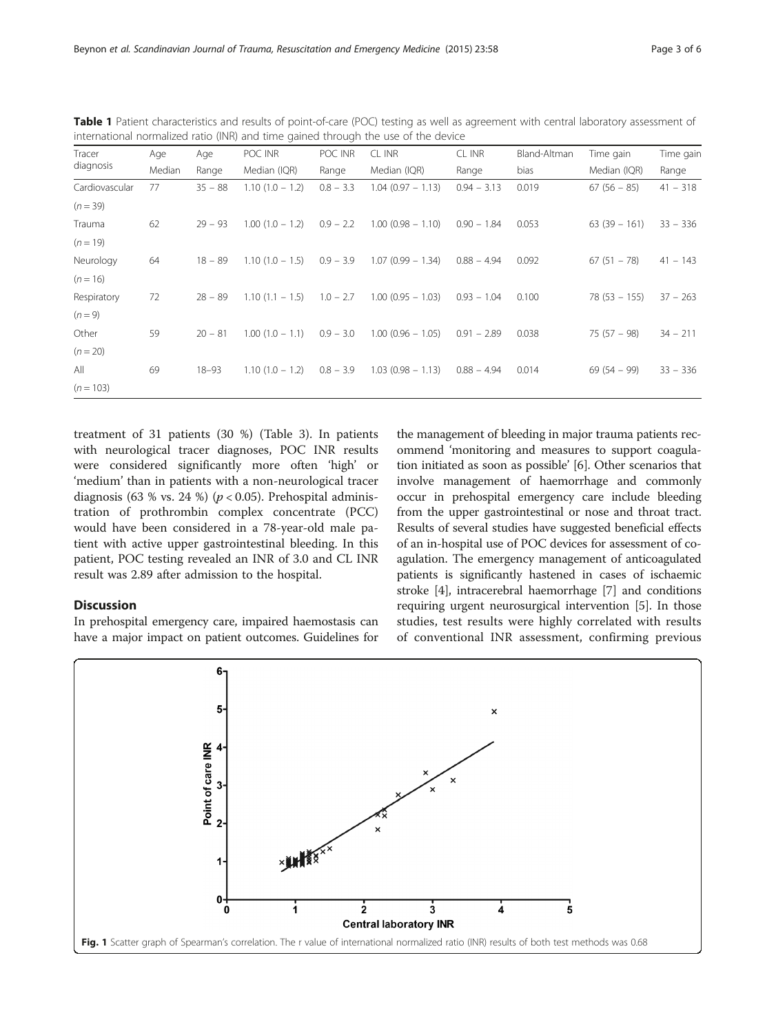**Table 1** Patient characteristics and results of point-of-care (POC) testing as well as agreement with central laboratory assessment of international normalized ratio (INR) and time gained through the use of the device

| Tracer diagnosis | Age Median | Age Range | POC INR Median (IQR) | POC INR Range | CL INR Median (IQR) | CL INR Range | Bland-Altman bias | Time gain Median (IQR) | Time gain Range |
|---|---|---|---|---|---|---|---|---|---|
| Cardiovascular ($n = 39$) | 77 | 35 – 88 | 1.10 (1.0 – 1.2) | 0.8 – 3.3 | 1.04 (0.97 – 1.13) | 0.94 – 3.13 | 0.019 | 67 (56 – 85) | 41 – 318 |
| Trauma ($n = 19$) | 62 | 29 – 93 | 1.00 (1.0 – 1.2) | 0.9 – 2.2 | 1.00 (0.98 – 1.10) | 0.90 – 1.84 | 0.053 | 63 (39 – 161) | 33 – 336 |
| Neurology ($n = 16$) | 64 | 18 – 89 | 1.10 (1.0 – 1.5) | 0.9 – 3.9 | 1.07 (0.99 – 1.34) | 0.88 – 4.94 | 0.092 | 67 (51 – 78) | 41 – 143 |
| Respiratory ($n = 9$) | 72 | 28 – 89 | 1.10 (1.1 – 1.5) | 1.0 – 2.7 | 1.00 (0.95 – 1.03) | 0.93 – 1.04 | 0.100 | 78 (53 – 155) | 37 – 263 |
| Other ($n = 20$) | 59 | 20 – 81 | 1.00 (1.0 – 1.1) | 0.9 – 3.0 | 1.00 (0.96 – 1.05) | 0.91 – 2.89 | 0.038 | 75 (57 – 98) | 34 – 211 |
| All ($n = 103$) | 69 | 18–93 | 1.10 (1.0 – 1.2) | 0.8 – 3.9 | 1.03 (0.98 – 1.13) | 0.88 – 4.94 | 0.014 | 69 (54 – 99) | 33 – 336 |

treatment of 31 patients (30 %) (Table 3). In patients with neurological tracer diagnoses, POC INR results were considered significantly more often 'high' or 'medium' than in patients with a non-neurological tracer diagnosis (63 % vs. 24 %) ($p < 0.05$). Prehospital administration of prothrombin complex concentrate (PCC) would have been considered in a 78-year-old male patient with active upper gastrointestinal bleeding. In this patient, POC testing revealed an INR of 3.0 and CL INR result was 2.89 after admission to the hospital.

## Discussion

In prehospital emergency care, impaired haemostasis can have a major impact on patient outcomes. Guidelines for the management of bleeding in major trauma patients recommend 'monitoring and measures to support coagulation initiated as soon as possible' [6]. Other scenarios that involve management of haemorrhage and commonly occur in prehospital emergency care include bleeding from the upper gastrointestinal or nose and throat tract. Results of several studies have suggested beneficial effects of an in-hospital use of POC devices for assessment of coagulation. The emergency management of anticoagulated patients is significantly hastened in cases of ischaemic stroke [4], intracerebral haemorrhage [7] and conditions requiring urgent neurosurgical intervention [5]. In those studies, test results were highly correlated with results of conventional INR assessment, confirming previous

**Fig. 1** Scatter graph of Spearman's correlation. The r value of international normalized ratio (INR) results of both test methods was 0.68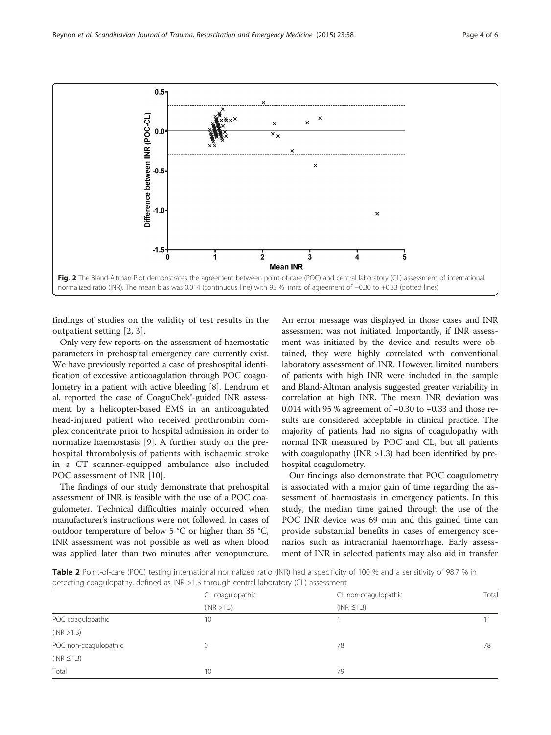Fig. 2 The Bland-Altman-Plot demonstrates the agreement between point-of-care (POC) and central laboratory (CL) assessment of international normalized ratio (INR). The mean bias was 0.014 (continuous line) with 95 % limits of agreement of −0.30 to +0.33 (dotted lines)

findings of studies on the validity of test results in the outpatient setting [2, 3].

Only very few reports on the assessment of haemostatic parameters in prehospital emergency care currently exist. We have previously reported a case of preshospital identification of excessive anticoagulation through POC coagulometry in a patient with active bleeding [8]. Lendrum et al. reported the case of CoaguChek®-guided INR assessment by a helicopter-based EMS in an anticoagulated head-injured patient who received prothrombin complex concentrate prior to hospital admission in order to normalize haemostasis [9]. A further study on the prehospital thrombolysis of patients with ischaemic stroke in a CT scanner-equipped ambulance also included POC assessment of INR [10].

The findings of our study demonstrate that prehospital assessment of INR is feasible with the use of a POC coagulometer. Technical difficulties mainly occurred when manufacturer's instructions were not followed. In cases of outdoor temperature of below 5 °C or higher than 35 °C, INR assessment was not possible as well as when blood was applied later than two minutes after venopuncture. An error message was displayed in those cases and INR assessment was not initiated. Importantly, if INR assessment was initiated by the device and results were obtained, they were highly correlated with conventional laboratory assessment of INR. However, limited numbers of patients with high INR were included in the sample and Bland-Altman analysis suggested greater variability in correlation at high INR. The mean INR deviation was 0.014 with 95 % agreement of −0.30 to +0.33 and those results are considered acceptable in clinical practice. The majority of patients had no signs of coagulopathy with normal INR measured by POC and CL, but all patients with coagulopathy (INR >1.3) had been identified by prehospital coagulometry.

Our findings also demonstrate that POC coagulometry is associated with a major gain of time regarding the assessment of haemostasis in emergency patients. In this study, the median time gained through the use of the POC INR device was 69 min and this gained time can provide substantial benefits in cases of emergency scenarios such as intracranial haemorrhage. Early assessment of INR in selected patients may also aid in transfer

**Table 2** Point-of-care (POC) testing international normalized ratio (INR) had a specificity of 100 % and a sensitivity of 98.7 % in detecting coagulopathy, defined as INR >1.3 through central laboratory (CL) assessment

| | CL coagulopathic (INR >1.3) | CL non-coagulopathic (INR ≤1.3) | Total |
|---|---|---|---|
| POC coagulopathic (INR >1.3) | 10 | 1 | 11 |
| POC non-coagulopathic (INR ≤1.3) | 0 | 78 | 78 |
| Total | 10 | 79 | |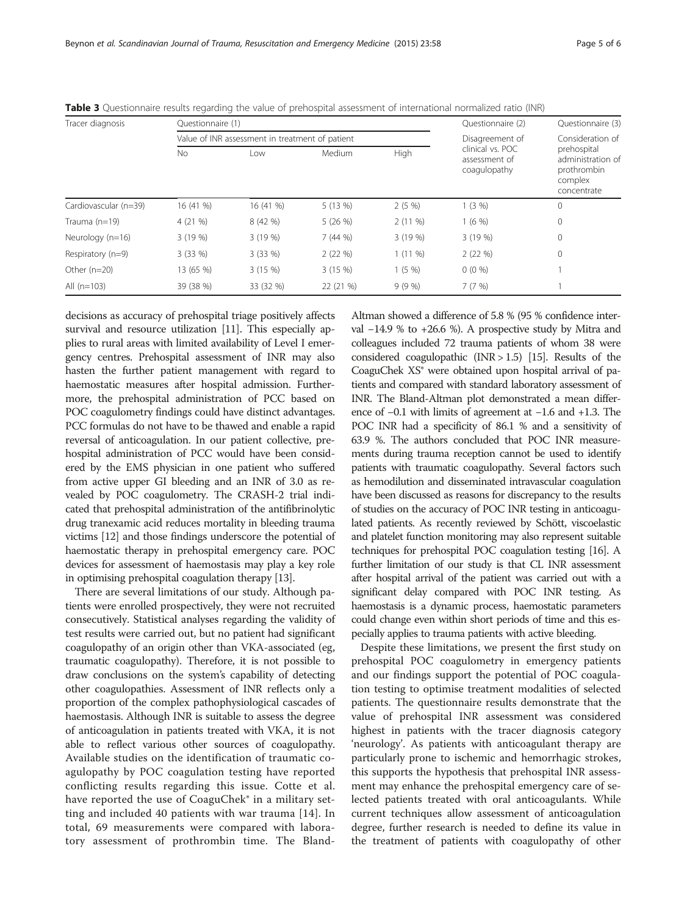**Table 3** Questionnaire results regarding the value of prehospital assessment of international normalized ratio (INR)

| Tracer diagnosis | Questionnaire (1) | | | | Questionnaire (2) | Questionnaire (3) |
|---|---|---|---|---|---|---|
| | Value of INR assessment in treatment of patient | | | | Disagreement of clinical vs. POC assessment of coagulopathy | Consideration of prehospital administration of prothrombin complex concentrate |
| | No | Low | Medium | High | | |
| Cardiovascular (n=39) | 16 (41 %) | 16 (41 %) | 5 (13 %) | 2 (5 %) | 1 (3 %) | 0 |
| Trauma (n=19) | 4 (21 %) | 8 (42 %) | 5 (26 %) | 2 (11 %) | 1 (6 %) | 0 |
| Neurology (n=16) | 3 (19 %) | 3 (19 %) | 7 (44 %) | 3 (19 %) | 3 (19 %) | 0 |
| Respiratory (n=9) | 3 (33 %) | 3 (33 %) | 2 (22 %) | 1 (11 %) | 2 (22 %) | 0 |
| Other (n=20) | 13 (65 %) | 3 (15 %) | 3 (15 %) | 1 (5 %) | 0 (0 %) | 1 |
| All (n=103) | 39 (38 %) | 33 (32 %) | 22 (21 %) | 9 (9 %) | 7 (7 %) | 1 |

decisions as accuracy of prehospital triage positively affects survival and resource utilization [11]. This especially applies to rural areas with limited availability of Level I emergency centres. Prehospital assessment of INR may also hasten the further patient management with regard to haemostatic measures after hospital admission. Furthermore, the prehospital administration of PCC based on POC coagulometry findings could have distinct advantages. PCC formulas do not have to be thawed and enable a rapid reversal of anticoagulation. In our patient collective, prehospital administration of PCC would have been considered by the EMS physician in one patient who suffered from active upper GI bleeding and an INR of 3.0 as revealed by POC coagulometry. The CRASH-2 trial indicated that prehospital administration of the antifibrinolytic drug tranexamic acid reduces mortality in bleeding trauma victims [12] and those findings underscore the potential of haemostatic therapy in prehospital emergency care. POC devices for assessment of haemostasis may play a key role in optimising prehospital coagulation therapy [13].

There are several limitations of our study. Although patients were enrolled prospectively, they were not recruited consecutively. Statistical analyses regarding the validity of test results were carried out, but no patient had significant coagulopathy of an origin other than VKA-associated (eg, traumatic coagulopathy). Therefore, it is not possible to draw conclusions on the system's capability of detecting other coagulopathies. Assessment of INR reflects only a proportion of the complex pathophysiological cascades of haemostasis. Although INR is suitable to assess the degree of anticoagulation in patients treated with VKA, it is not able to reflect various other sources of coagulopathy. Available studies on the identification of traumatic coagulopathy by POC coagulation testing have reported conflicting results regarding this issue. Cotte et al. have reported the use of CoaguChek® in a military setting and included 40 patients with war trauma [14]. In total, 69 measurements were compared with laboratory assessment of prothrombin time. The Bland-Altman showed a difference of 5.8 % (95 % confidence interval −14.9 % to +26.6 %). A prospective study by Mitra and colleagues included 72 trauma patients of whom 38 were considered coagulopathic (INR > 1.5) [15]. Results of the CoaguChek XS® were obtained upon hospital arrival of patients and compared with standard laboratory assessment of INR. The Bland-Altman plot demonstrated a mean difference of −0.1 with limits of agreement at −1.6 and +1.3. The POC INR had a specificity of 86.1 % and a sensitivity of 63.9 %. The authors concluded that POC INR measurements during trauma reception cannot be used to identify patients with traumatic coagulopathy. Several factors such as hemodilution and disseminated intravascular coagulation have been discussed as reasons for discrepancy to the results of studies on the accuracy of POC INR testing in anticoagulated patients. As recently reviewed by Schött, viscoelastic and platelet function monitoring may also represent suitable techniques for prehospital POC coagulation testing [16]. A further limitation of our study is that CL INR assessment after hospital arrival of the patient was carried out with a significant delay compared with POC INR testing. As haemostasis is a dynamic process, haemostatic parameters could change even within short periods of time and this especially applies to trauma patients with active bleeding.

Despite these limitations, we present the first study on prehospital POC coagulometry in emergency patients and our findings support the potential of POC coagulation testing to optimise treatment modalities of selected patients. The questionnaire results demonstrate that the value of prehospital INR assessment was considered highest in patients with the tracer diagnosis category 'neurology'. As patients with anticoagulant therapy are particularly prone to ischemic and hemorrhagic strokes, this supports the hypothesis that prehospital INR assessment may enhance the prehospital emergency care of selected patients treated with oral anticoagulants. While current techniques allow assessment of anticoagulation degree, further research is needed to define its value in the treatment of patients with coagulopathy of other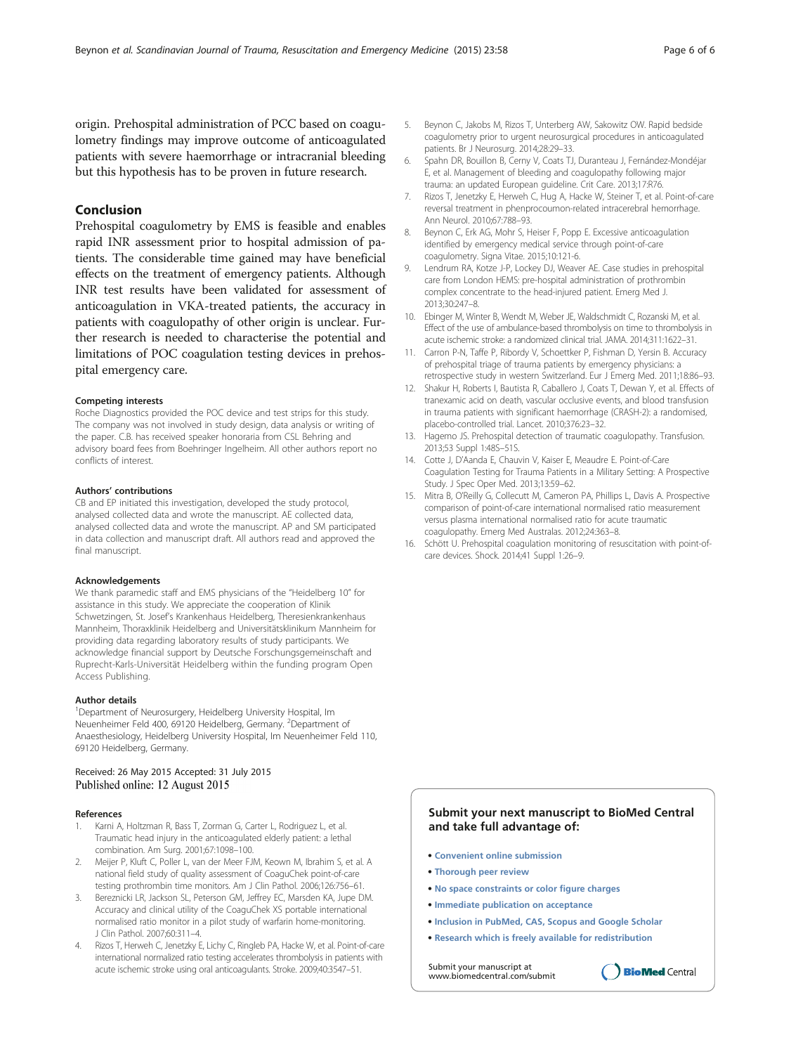origin. Prehospital administration of PCC based on coagulometry findings may improve outcome of anticoagulated patients with severe haemorrhage or intracranial bleeding but this hypothesis has to be proven in future research.

## Conclusion

Prehospital coagulometry by EMS is feasible and enables rapid INR assessment prior to hospital admission of patients. The considerable time gained may have beneficial effects on the treatment of emergency patients. Although INR test results have been validated for assessment of anticoagulation in VKA-treated patients, the accuracy in patients with coagulopathy of other origin is unclear. Further research is needed to characterise the potential and limitations of POC coagulation testing devices in prehospital emergency care.

#### Competing interests

Roche Diagnostics provided the POC device and test strips for this study. The company was not involved in study design, data analysis or writing of the paper. C.B. has received speaker honoraria from CSL Behring and advisory board fees from Boehringer Ingelheim. All other authors report no conflicts of interest.

#### Authors' contributions

CB and EP initiated this investigation, developed the study protocol, analysed collected data and wrote the manuscript. AE collected data, analysed collected data and wrote the manuscript. AP and SM participated in data collection and manuscript draft. All authors read and approved the final manuscript.

#### Acknowledgements

We thank paramedic staff and EMS physicians of the "Heidelberg 10" for assistance in this study. We appreciate the cooperation of Klinik Schwetzingen, St. Josef's Krankenhaus Heidelberg, Theresienkrankenhaus Mannheim, Thoraxklinik Heidelberg and Universitätsklinikum Mannheim for providing data regarding laboratory results of study participants. We acknowledge financial support by Deutsche Forschungsgemeinschaft and Ruprecht-Karls-Universität Heidelberg within the funding program Open Access Publishing.

#### Author details

[1]Department of Neurosurgery, Heidelberg University Hospital, Im Neuenheimer Feld 400, 69120 Heidelberg, Germany. [2]Department of Anaesthesiology, Heidelberg University Hospital, Im Neuenheimer Feld 110, 69120 Heidelberg, Germany.

Received: 26 May 2015 Accepted: 31 July 2015
Published online: 12 August 2015

#### References

1. Karni A, Holtzman R, Bass T, Zorman G, Carter L, Rodriguez L, et al. Traumatic head injury in the anticoagulated elderly patient: a lethal combination. Am Surg. 2001;67:1098–100.
2. Meijer P, Kluft C, Poller L, van der Meer FJM, Keown M, Ibrahim S, et al. A national field study of quality assessment of CoaguChek point-of-care testing prothrombin time monitors. Am J Clin Pathol. 2006;126:756–61.
3. Bereznicki LR, Jackson SL, Peterson GM, Jeffrey EC, Marsden KA, Jupe DM. Accuracy and clinical utility of the CoaguChek XS portable international normalised ratio monitor in a pilot study of warfarin home-monitoring. J Clin Pathol. 2007;60:311–4.
4. Rizos T, Herweh C, Jenetzky E, Lichy C, Ringleb PA, Hacke W, et al. Point-of-care international normalized ratio testing accelerates thrombolysis in patients with acute ischemic stroke using oral anticoagulants. Stroke. 2009;40:3547–51.
5. Beynon C, Jakobs M, Rizos T, Unterberg AW, Sakowitz OW. Rapid bedside coagulometry prior to urgent neurosurgical procedures in anticoagulated patients. Br J Neurosurg. 2014;28:29–33.
6. Spahn DR, Bouillon B, Cerny V, Coats TJ, Duranteau J, Fernández-Mondéjar E, et al. Management of bleeding and coagulopathy following major trauma: an updated European guideline. Crit Care. 2013;17:R76.
7. Rizos T, Jenetzky E, Herweh C, Hug A, Hacke W, Steiner T, et al. Point-of-care reversal treatment in phenprocoumon-related intracerebral hemorrhage. Ann Neurol. 2010;67:788–93.
8. Beynon C, Erk AG, Mohr S, Heiser F, Popp E. Excessive anticoagulation identified by emergency medical service through point-of-care coagulometry. Signa Vitae. 2015;10:121-6.
9. Lendrum RA, Kotze J-P, Lockey DJ, Weaver AE. Case studies in prehospital care from London HEMS: pre-hospital administration of prothrombin complex concentrate to the head-injured patient. Emerg Med J. 2013;30:247–8.
10. Ebinger M, Winter B, Wendt M, Weber JE, Waldschmidt C, Rozanski M, et al. Effect of the use of ambulance-based thrombolysis on time to thrombolysis in acute ischemic stroke: a randomized clinical trial. JAMA. 2014;311:1622–31.
11. Carron P-N, Taffe P, Ribordy V, Schoettker P, Fishman D, Yersin B. Accuracy of prehospital triage of trauma patients by emergency physicians: a retrospective study in western Switzerland. Eur J Emerg Med. 2011;18:86–93.
12. Shakur H, Roberts I, Bautista R, Caballero J, Coats T, Dewan Y, et al. Effects of tranexamic acid on death, vascular occlusive events, and blood transfusion in trauma patients with significant haemorrhage (CRASH-2): a randomised, placebo-controlled trial. Lancet. 2010;376:23–32.
13. Hagemo JS. Prehospital detection of traumatic coagulopathy. Transfusion. 2013;53 Suppl 1:48S–51S.
14. Cotte J, D'Aanda E, Chauvin V, Kaiser E, Meaudre E. Point-of-Care Coagulation Testing for Trauma Patients in a Military Setting: A Prospective Study. J Spec Oper Med. 2013;13:59–62.
15. Mitra B, O'Reilly G, Collecutt M, Cameron PA, Phillips L, Davis A. Prospective comparison of point-of-care international normalised ratio measurement versus plasma international normalised ratio for acute traumatic coagulopathy. Emerg Med Australas. 2012;24:363–8.
16. Schött U. Prehospital coagulation monitoring of resuscitation with point-of-care devices. Shock. 2014;41 Suppl 1:26–9.

**Submit your next manuscript to BioMed Central and take full advantage of:**

- Convenient online submission
- Thorough peer review
- No space constraints or color figure charges
- Immediate publication on acceptance
- Inclusion in PubMed, CAS, Scopus and Google Scholar
- Research which is freely available for redistribution

Submit your manuscript at
www.biomedcentral.com/submit

BioMed Central